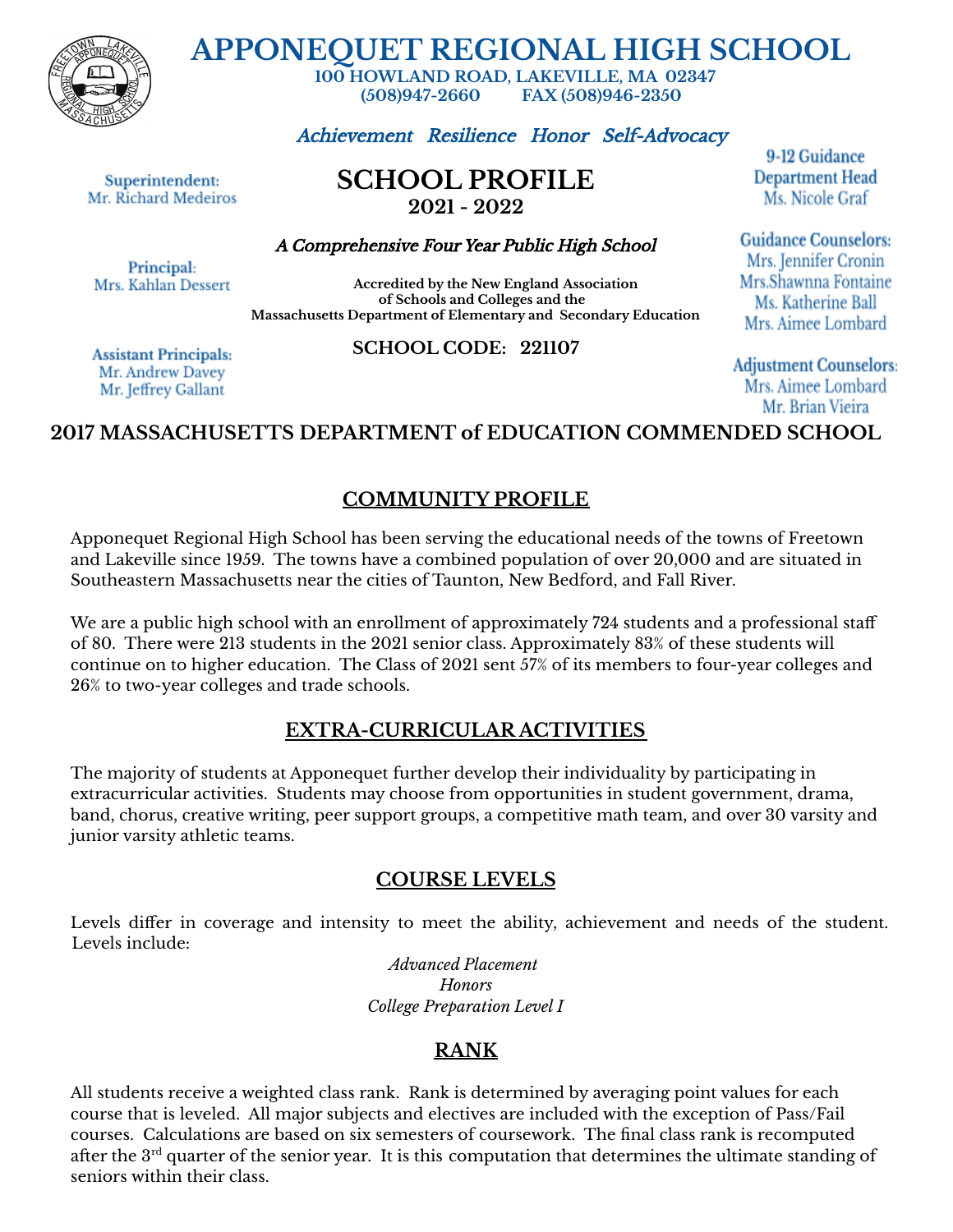# APPONEQUET REGIONAL HIGH SCHOOL

**100 HOWLAND ROAD, LAKEVILLE, MA 02347**
**(508)947-2660 FAX (508)946-2350**

*Achievement Resilience Honor Self-Advocacy*

**Superintendent:**
Mr. Richard Medeiros

**Principal:**
Mrs. Kahlan Dessert

**Assistant Principals:**
Mr. Andrew Davey
Mr. Jeffrey Gallant

## SCHOOL PROFILE
**2021 - 2022**

*A Comprehensive Four Year Public High School*

**Accredited by the New England Association of Schools and Colleges and the Massachusetts Department of Elementary and Secondary Education**

**SCHOOL CODE: 221107**

**9-12 Guidance Department Head**
Ms. Nicole Graf

**Guidance Counselors:**
Mrs. Jennifer Cronin
Mrs.Shawnna Fontaine
Ms. Katherine Ball
Mrs. Aimee Lombard

**Adjustment Counselors:**
Mrs. Aimee Lombard
Mr. Brian Vieira

**2017 MASSACHUSETTS DEPARTMENT of EDUCATION COMMENDED SCHOOL**

## COMMUNITY PROFILE

Apponequet Regional High School has been serving the educational needs of the towns of Freetown and Lakeville since 1959. The towns have a combined population of over 20,000 and are situated in Southeastern Massachusetts near the cities of Taunton, New Bedford, and Fall River.

We are a public high school with an enrollment of approximately 724 students and a professional staff of 80. There were 213 students in the 2021 senior class. Approximately 83% of these students will continue on to higher education. The Class of 2021 sent 57% of its members to four-year colleges and 26% to two-year colleges and trade schools.

## EXTRA-CURRICULAR ACTIVITIES

The majority of students at Apponequet further develop their individuality by participating in extracurricular activities. Students may choose from opportunities in student government, drama, band, chorus, creative writing, peer support groups, a competitive math team, and over 30 varsity and junior varsity athletic teams.

## COURSE LEVELS

Levels differ in coverage and intensity to meet the ability, achievement and needs of the student. Levels include:

*Advanced Placement*
*Honors*
*College Preparation Level I*

## RANK

All students receive a weighted class rank. Rank is determined by averaging point values for each course that is leveled. All major subjects and electives are included with the exception of Pass/Fail courses. Calculations are based on six semesters of coursework. The final class rank is recomputed after the 3rd quarter of the senior year. It is this computation that determines the ultimate standing of seniors within their class.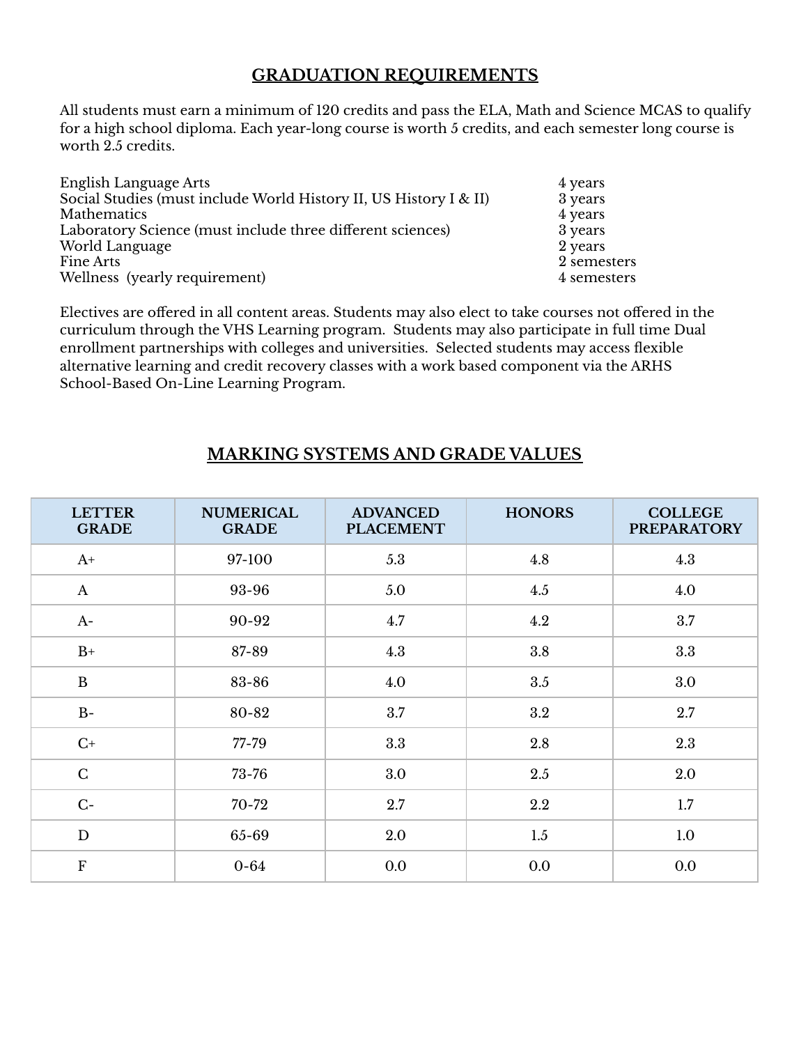## GRADUATION REQUIREMENTS

All students must earn a minimum of 120 credits and pass the ELA, Math and Science MCAS to qualify for a high school diploma. Each year-long course is worth 5 credits, and each semester long course is worth 2.5 credits.

| | |
|---|---|
| English Language Arts | 4 years |
| Social Studies (must include World History II, US History I & II) | 3 years |
| Mathematics | 4 years |
| Laboratory Science (must include three different sciences) | 3 years |
| World Language | 2 years |
| Fine Arts | 2 semesters |
| Wellness (yearly requirement) | 4 semesters |

Electives are offered in all content areas. Students may also elect to take courses not offered in the curriculum through the VHS Learning program. Students may also participate in full time Dual enrollment partnerships with colleges and universities. Selected students may access flexible alternative learning and credit recovery classes with a work based component via the ARHS School-Based On-Line Learning Program.

## MARKING SYSTEMS AND GRADE VALUES

| LETTER GRADE | NUMERICAL GRADE | ADVANCED PLACEMENT | HONORS | COLLEGE PREPARATORY |
|---|---|---|---|---|
| A+ | 97-100 | 5.3 | 4.8 | 4.3 |
| A | 93-96 | 5.0 | 4.5 | 4.0 |
| A- | 90-92 | 4.7 | 4.2 | 3.7 |
| B+ | 87-89 | 4.3 | 3.8 | 3.3 |
| B | 83-86 | 4.0 | 3.5 | 3.0 |
| B- | 80-82 | 3.7 | 3.2 | 2.7 |
| C+ | 77-79 | 3.3 | 2.8 | 2.3 |
| C | 73-76 | 3.0 | 2.5 | 2.0 |
| C- | 70-72 | 2.7 | 2.2 | 1.7 |
| D | 65-69 | 2.0 | 1.5 | 1.0 |
| F | 0-64 | 0.0 | 0.0 | 0.0 |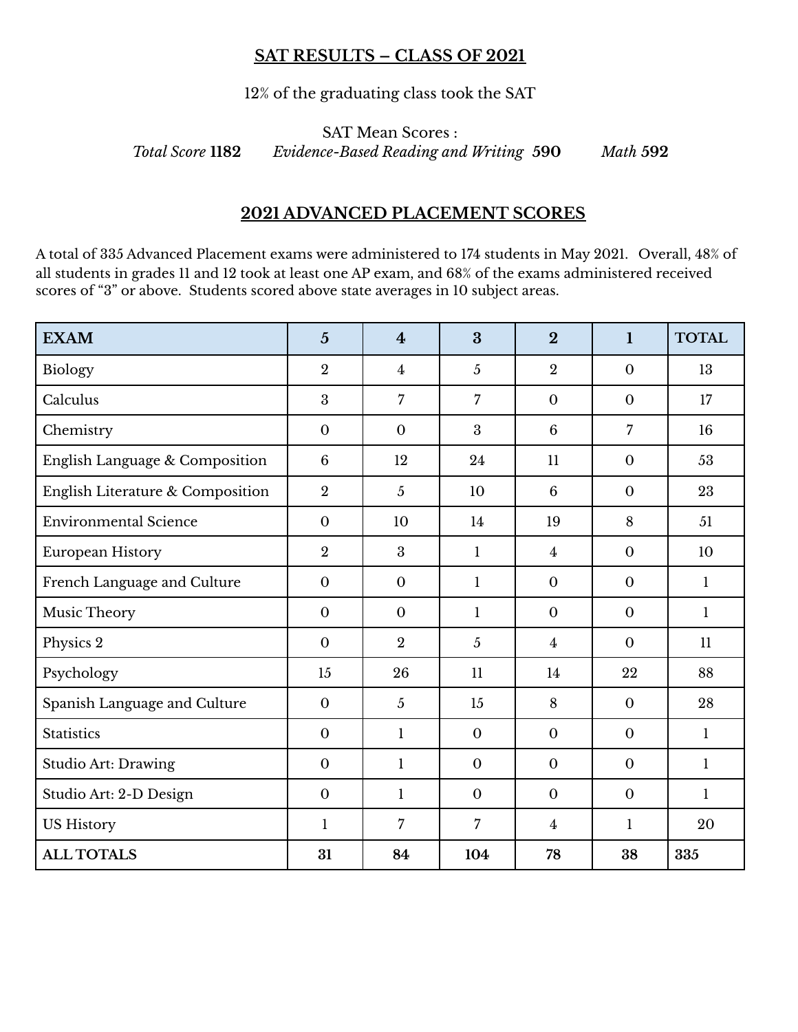## SAT RESULTS – CLASS OF 2021

12% of the graduating class took the SAT

SAT Mean Scores :

*Total Score* **1182** *Evidence-Based Reading and Writing* **590** *Math* **592**

## 2021 ADVANCED PLACEMENT SCORES

A total of 335 Advanced Placement exams were administered to 174 students in May 2021. Overall, 48% of all students in grades 11 and 12 took at least one AP exam, and 68% of the exams administered received scores of "3" or above. Students scored above state averages in 10 subject areas.

| EXAM | 5 | 4 | 3 | 2 | 1 | TOTAL |
|---|---|---|---|---|---|---|
| Biology | 2 | 4 | 5 | 2 | 0 | 13 |
| Calculus | 3 | 7 | 7 | 0 | 0 | 17 |
| Chemistry | 0 | 0 | 3 | 6 | 7 | 16 |
| English Language & Composition | 6 | 12 | 24 | 11 | 0 | 53 |
| English Literature & Composition | 2 | 5 | 10 | 6 | 0 | 23 |
| Environmental Science | 0 | 10 | 14 | 19 | 8 | 51 |
| European History | 2 | 3 | 1 | 4 | 0 | 10 |
| French Language and Culture | 0 | 0 | 1 | 0 | 0 | 1 |
| Music Theory | 0 | 0 | 1 | 0 | 0 | 1 |
| Physics 2 | 0 | 2 | 5 | 4 | 0 | 11 |
| Psychology | 15 | 26 | 11 | 14 | 22 | 88 |
| Spanish Language and Culture | 0 | 5 | 15 | 8 | 0 | 28 |
| Statistics | 0 | 1 | 0 | 0 | 0 | 1 |
| Studio Art: Drawing | 0 | 1 | 0 | 0 | 0 | 1 |
| Studio Art: 2-D Design | 0 | 1 | 0 | 0 | 0 | 1 |
| US History | 1 | 7 | 7 | 4 | 1 | 20 |
| **ALL TOTALS** | **31** | **84** | **104** | **78** | **38** | **335** |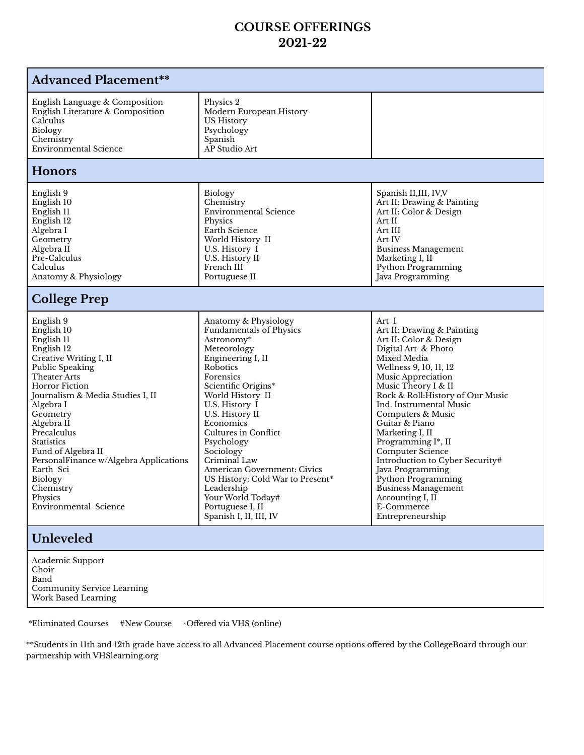# COURSE OFFERINGS
# 2021-22

## Advanced Placement**

| | | |
|---|---|---|
| English Language & Composition<br>English Literature & Composition<br>Calculus<br>Biology<br>Chemistry<br>Environmental Science | Physics 2<br>Modern European History<br>US History<br>Psychology<br>Spanish<br>AP Studio Art | |

## Honors

| | | |
|---|---|---|
| English 9<br>English 10<br>English 11<br>English 12<br>Algebra I<br>Geometry<br>Algebra II<br>Pre-Calculus<br>Calculus<br>Anatomy & Physiology | Biology<br>Chemistry<br>Environmental Science<br>Physics<br>Earth Science<br>World History II<br>U.S. History I<br>U.S. History II<br>French III<br>Portuguese II | Spanish II,III, IV,V<br>Art II: Drawing & Painting<br>Art II: Color & Design<br>Art II<br>Art III<br>Art IV<br>Business Management<br>Marketing I, II<br>Python Programming<br>Java Programming |

## College Prep

| | | |
|---|---|---|
| English 9<br>English 10<br>English 11<br>English 12<br>Creative Writing I, II<br>Public Speaking<br>Theater Arts<br>Horror Fiction<br>Journalism & Media Studies I, II<br>Algebra I<br>Geometry<br>Algebra II<br>Precalculus<br>Statistics<br>Fund of Algebra II<br>PersonalFinance w/Algebra Applications<br>Earth Sci<br>Biology<br>Chemistry<br>Physics<br>Environmental Science | Anatomy & Physiology<br>Fundamentals of Physics<br>Astronomy*<br>Meteorology<br>Engineering I, II<br>Robotics<br>Forensics<br>Scientific Origins*<br>World History II<br>U.S. History I<br>U.S. History II<br>Economics<br>Cultures in Conflict<br>Psychology<br>Sociology<br>Criminal Law<br>American Government: Civics<br>US History: Cold War to Present*<br>Leadership<br>Your World Today#<br>Portuguese I, II<br>Spanish I, II, III, IV | Art I<br>Art II: Drawing & Painting<br>Art II: Color & Design<br>Digital Art & Photo<br>Mixed Media<br>Wellness 9, 10, 11, 12<br>Music Appreciation<br>Music Theory I & II<br>Rock & Roll:History of Our Music<br>Ind. Instrumental Music<br>Computers & Music<br>Guitar & Piano<br>Marketing I, II<br>Programming I*, II<br>Computer Science<br>Introduction to Cyber Security#<br>Java Programming<br>Python Programming<br>Business Management<br>Accounting I, II<br>E-Commerce<br>Entrepreneurship |

## Unleveled

Academic Support
Choir
Band
Community Service Learning
Work Based Learning

*Eliminated Courses #New Course ^Offered via VHS (online)

**Students in 11th and 12th grade have access to all Advanced Placement course options offered by the CollegeBoard through our partnership with VHSlearning.org